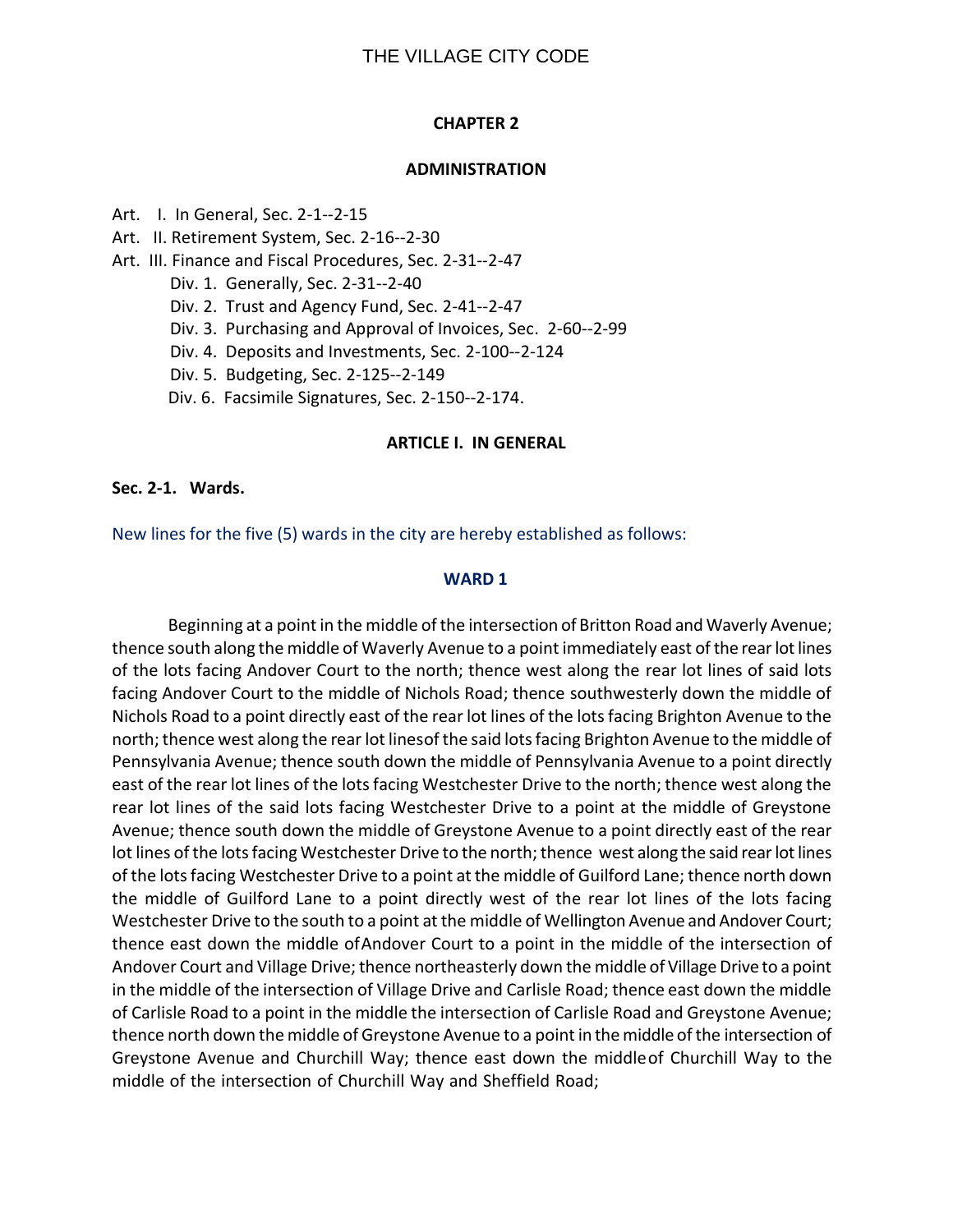# THE VILLAGE CITY CODE

## CHAPTER 2

## ADMINISTRATION

Art. I. In General, Sec. 2-1--2-15
Art. II. Retirement System, Sec. 2-16--2-30
Art. III. Finance and Fiscal Procedures, Sec. 2-31--2-47
- Div. 1. Generally, Sec. 2-31--2-40
- Div. 2. Trust and Agency Fund, Sec. 2-41--2-47
- Div. 3. Purchasing and Approval of Invoices, Sec. 2-60--2-99
- Div. 4. Deposits and Investments, Sec. 2-100--2-124
- Div. 5. Budgeting, Sec. 2-125--2-149
- Div. 6. Facsimile Signatures, Sec. 2-150--2-174.

### ARTICLE I. IN GENERAL

**Sec. 2-1. Wards.**

New lines for the five (5) wards in the city are hereby established as follows:

#### WARD 1

Beginning at a point in the middle of the intersection of Britton Road and Waverly Avenue; thence south along the middle of Waverly Avenue to a point immediately east of the rear lot lines of the lots facing Andover Court to the north; thence west along the rear lot lines of said lots facing Andover Court to the middle of Nichols Road; thence southwesterly down the middle of Nichols Road to a point directly east of the rear lot lines of the lots facing Brighton Avenue to the north; thence west along the rear lot lines of the said lots facing Brighton Avenue to the middle of Pennsylvania Avenue; thence south down the middle of Pennsylvania Avenue to a point directly east of the rear lot lines of the lots facing Westchester Drive to the north; thence west along the rear lot lines of the said lots facing Westchester Drive to a point at the middle of Greystone Avenue; thence south down the middle of Greystone Avenue to a point directly east of the rear lot lines of the lots facing Westchester Drive to the north; thence west along the said rear lot lines of the lots facing Westchester Drive to a point at the middle of Guilford Lane; thence north down the middle of Guilford Lane to a point directly west of the rear lot lines of the lots facing Westchester Drive to the south to a point at the middle of Wellington Avenue and Andover Court; thence east down the middle of Andover Court to a point in the middle of the intersection of Andover Court and Village Drive; thence northeasterly down the middle of Village Drive to a point in the middle of the intersection of Village Drive and Carlisle Road; thence east down the middle of Carlisle Road to a point in the middle the intersection of Carlisle Road and Greystone Avenue; thence north down the middle of Greystone Avenue to a point in the middle of the intersection of Greystone Avenue and Churchill Way; thence east down the middle of Churchill Way to the middle of the intersection of Churchill Way and Sheffield Road;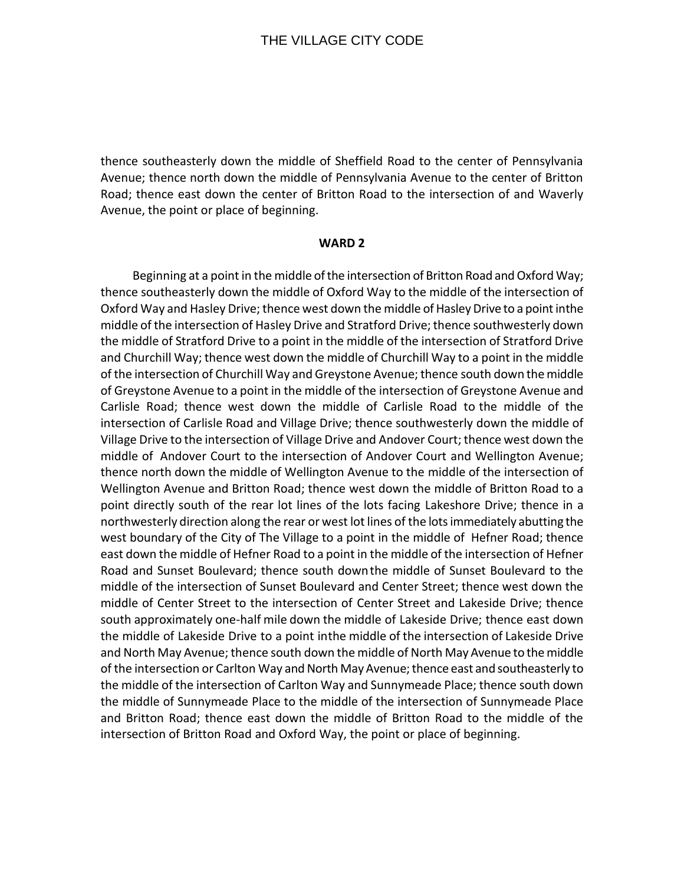thence southeasterly down the middle of Sheffield Road to the center of Pennsylvania Avenue; thence north down the middle of Pennsylvania Avenue to the center of Britton Road; thence east down the center of Britton Road to the intersection of and Waverly Avenue, the point or place of beginning.

**WARD 2**

Beginning at a point in the middle of the intersection of Britton Road and Oxford Way; thence southeasterly down the middle of Oxford Way to the middle of the intersection of Oxford Way and Hasley Drive; thence west down the middle of Hasley Drive to a point inthe middle of the intersection of Hasley Drive and Stratford Drive; thence southwesterly down the middle of Stratford Drive to a point in the middle of the intersection of Stratford Drive and Churchill Way; thence west down the middle of Churchill Way to a point in the middle of the intersection of Churchill Way and Greystone Avenue; thence south down the middle of Greystone Avenue to a point in the middle of the intersection of Greystone Avenue and Carlisle Road; thence west down the middle of Carlisle Road to the middle of the intersection of Carlisle Road and Village Drive; thence southwesterly down the middle of Village Drive to the intersection of Village Drive and Andover Court; thence west down the middle of Andover Court to the intersection of Andover Court and Wellington Avenue; thence north down the middle of Wellington Avenue to the middle of the intersection of Wellington Avenue and Britton Road; thence west down the middle of Britton Road to a point directly south of the rear lot lines of the lots facing Lakeshore Drive; thence in a northwesterly direction along the rear or west lot lines of the lots immediately abutting the west boundary of the City of The Village to a point in the middle of Hefner Road; thence east down the middle of Hefner Road to a point in the middle of the intersection of Hefner Road and Sunset Boulevard; thence south down the middle of Sunset Boulevard to the middle of the intersection of Sunset Boulevard and Center Street; thence west down the middle of Center Street to the intersection of Center Street and Lakeside Drive; thence south approximately one-half mile down the middle of Lakeside Drive; thence east down the middle of Lakeside Drive to a point inthe middle of the intersection of Lakeside Drive and North May Avenue; thence south down the middle of North May Avenue to the middle of the intersection or Carlton Way and North May Avenue; thence east and southeasterly to the middle of the intersection of Carlton Way and Sunnymeade Place; thence south down the middle of Sunnymeade Place to the middle of the intersection of Sunnymeade Place and Britton Road; thence east down the middle of Britton Road to the middle of the intersection of Britton Road and Oxford Way, the point or place of beginning.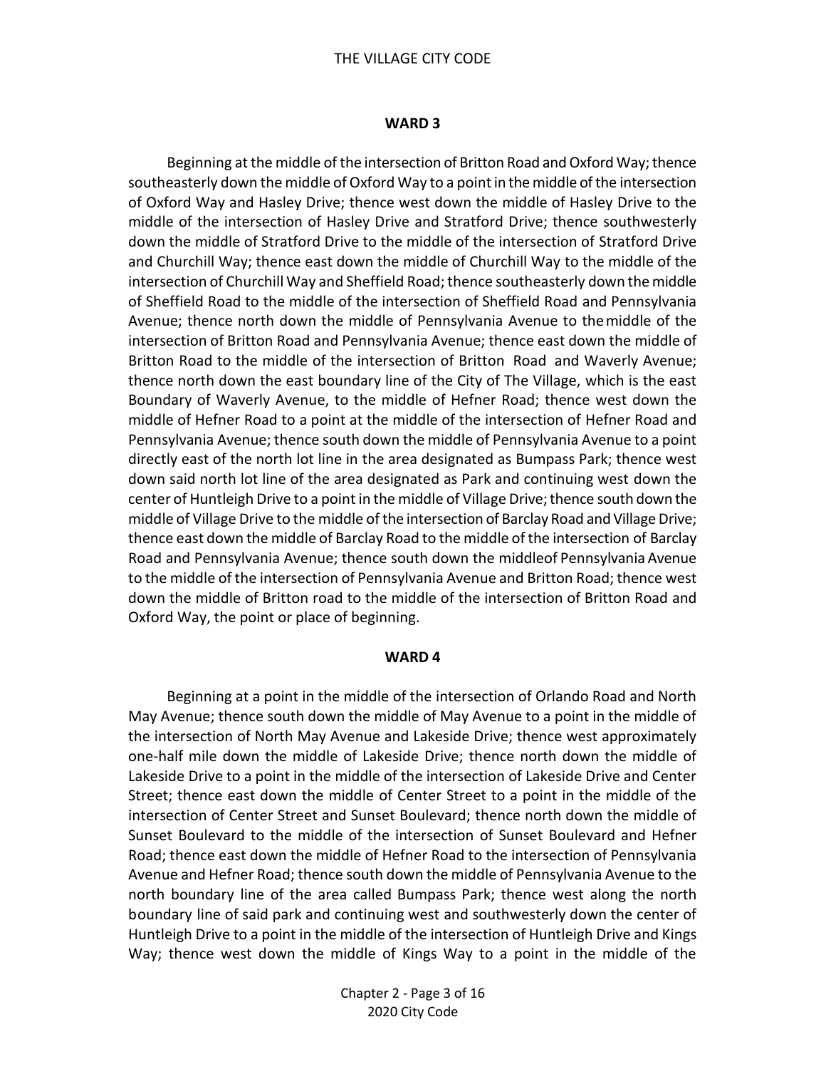**WARD 3**

Beginning at the middle of the intersection of Britton Road and Oxford Way; thence southeasterly down the middle of Oxford Way to a point in the middle of the intersection of Oxford Way and Hasley Drive; thence west down the middle of Hasley Drive to the middle of the intersection of Hasley Drive and Stratford Drive; thence southwesterly down the middle of Stratford Drive to the middle of the intersection of Stratford Drive and Churchill Way; thence east down the middle of Churchill Way to the middle of the intersection of Churchill Way and Sheffield Road; thence southeasterly down the middle of Sheffield Road to the middle of the intersection of Sheffield Road and Pennsylvania Avenue; thence north down the middle of Pennsylvania Avenue to the middle of the intersection of Britton Road and Pennsylvania Avenue; thence east down the middle of Britton Road to the middle of the intersection of Britton Road and Waverly Avenue; thence north down the east boundary line of the City of The Village, which is the east Boundary of Waverly Avenue, to the middle of Hefner Road; thence west down the middle of Hefner Road to a point at the middle of the intersection of Hefner Road and Pennsylvania Avenue; thence south down the middle of Pennsylvania Avenue to a point directly east of the north lot line in the area designated as Bumpass Park; thence west down said north lot line of the area designated as Park and continuing west down the center of Huntleigh Drive to a point in the middle of Village Drive; thence south down the middle of Village Drive to the middle of the intersection of Barclay Road and Village Drive; thence east down the middle of Barclay Road to the middle of the intersection of Barclay Road and Pennsylvania Avenue; thence south down the middleof Pennsylvania Avenue to the middle of the intersection of Pennsylvania Avenue and Britton Road; thence west down the middle of Britton road to the middle of the intersection of Britton Road and Oxford Way, the point or place of beginning.

**WARD 4**

Beginning at a point in the middle of the intersection of Orlando Road and North May Avenue; thence south down the middle of May Avenue to a point in the middle of the intersection of North May Avenue and Lakeside Drive; thence west approximately one-half mile down the middle of Lakeside Drive; thence north down the middle of Lakeside Drive to a point in the middle of the intersection of Lakeside Drive and Center Street; thence east down the middle of Center Street to a point in the middle of the intersection of Center Street and Sunset Boulevard; thence north down the middle of Sunset Boulevard to the middle of the intersection of Sunset Boulevard and Hefner Road; thence east down the middle of Hefner Road to the intersection of Pennsylvania Avenue and Hefner Road; thence south down the middle of Pennsylvania Avenue to the north boundary line of the area called Bumpass Park; thence west along the north boundary line of said park and continuing west and southwesterly down the center of Huntleigh Drive to a point in the middle of the intersection of Huntleigh Drive and Kings Way; thence west down the middle of Kings Way to a point in the middle of the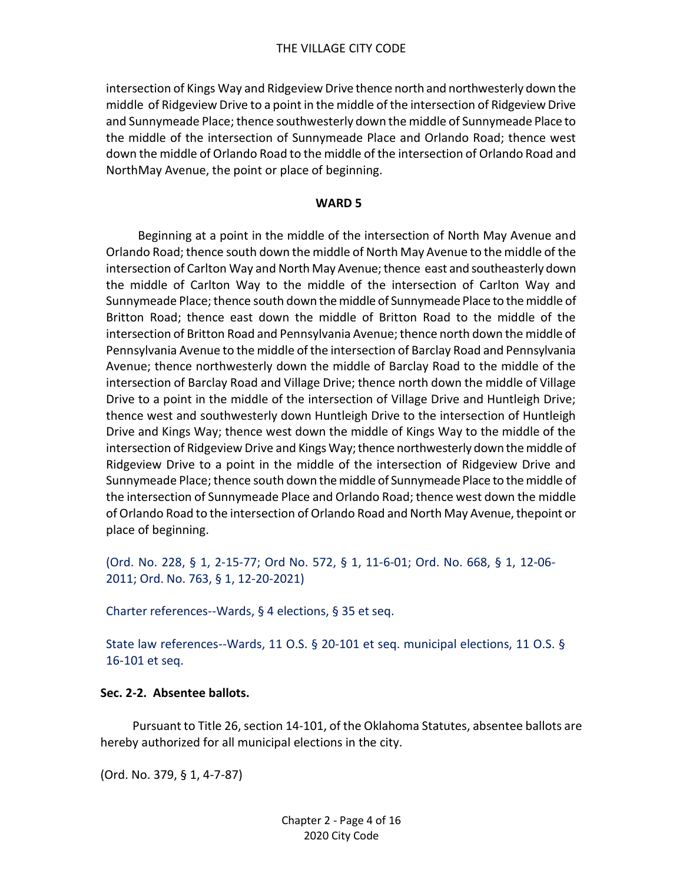intersection of Kings Way and Ridgeview Drive thence north and northwesterly down the middle of Ridgeview Drive to a point in the middle of the intersection of Ridgeview Drive and Sunnymeade Place; thence southwesterly down the middle of Sunnymeade Place to the middle of the intersection of Sunnymeade Place and Orlando Road; thence west down the middle of Orlando Road to the middle of the intersection of Orlando Road and NorthMay Avenue, the point or place of beginning.

**WARD 5**

Beginning at a point in the middle of the intersection of North May Avenue and Orlando Road; thence south down the middle of North May Avenue to the middle of the intersection of Carlton Way and North May Avenue; thence east and southeasterly down the middle of Carlton Way to the middle of the intersection of Carlton Way and Sunnymeade Place; thence south down the middle of Sunnymeade Place to the middle of Britton Road; thence east down the middle of Britton Road to the middle of the intersection of Britton Road and Pennsylvania Avenue; thence north down the middle of Pennsylvania Avenue to the middle of the intersection of Barclay Road and Pennsylvania Avenue; thence northwesterly down the middle of Barclay Road to the middle of the intersection of Barclay Road and Village Drive; thence north down the middle of Village Drive to a point in the middle of the intersection of Village Drive and Huntleigh Drive; thence west and southwesterly down Huntleigh Drive to the intersection of Huntleigh Drive and Kings Way; thence west down the middle of Kings Way to the middle of the intersection of Ridgeview Drive and Kings Way; thence northwesterly down the middle of Ridgeview Drive to a point in the middle of the intersection of Ridgeview Drive and Sunnymeade Place; thence south down the middle of Sunnymeade Place to the middle of the intersection of Sunnymeade Place and Orlando Road; thence west down the middle of Orlando Road to the intersection of Orlando Road and North May Avenue, thepoint or place of beginning.

(Ord. No. 228, § 1, 2-15-77; Ord No. 572, § 1, 11-6-01; Ord. No. 668, § 1, 12-06-2011; Ord. No. 763, § 1, 12-20-2021)

Charter references--Wards, § 4 elections, § 35 et seq.

State law references--Wards, 11 O.S. § 20-101 et seq. municipal elections, 11 O.S. § 16-101 et seq.

**Sec. 2-2. Absentee ballots.**

Pursuant to Title 26, section 14-101, of the Oklahoma Statutes, absentee ballots are hereby authorized for all municipal elections in the city.

(Ord. No. 379, § 1, 4-7-87)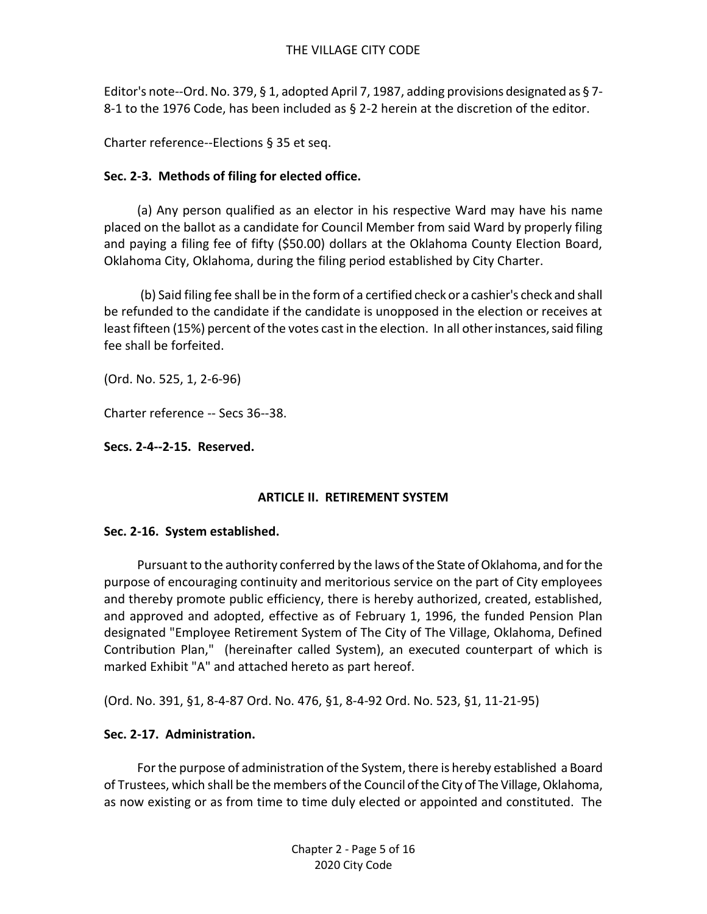Editor's note--Ord. No. 379, § 1, adopted April 7, 1987, adding provisions designated as § 7-8-1 to the 1976 Code, has been included as § 2-2 herein at the discretion of the editor.

Charter reference--Elections § 35 et seq.

**Sec. 2-3. Methods of filing for elected office.**

(a) Any person qualified as an elector in his respective Ward may have his name placed on the ballot as a candidate for Council Member from said Ward by properly filing and paying a filing fee of fifty ($50.00) dollars at the Oklahoma County Election Board, Oklahoma City, Oklahoma, during the filing period established by City Charter.

(b) Said filing fee shall be in the form of a certified check or a cashier's check and shall be refunded to the candidate if the candidate is unopposed in the election or receives at least fifteen (15%) percent of the votes cast in the election. In all other instances, said filing fee shall be forfeited.

(Ord. No. 525, 1, 2-6-96)

Charter reference -- Secs 36--38.

**Secs. 2-4--2-15. Reserved.**

## ARTICLE II. RETIREMENT SYSTEM

**Sec. 2-16. System established.**

Pursuant to the authority conferred by the laws of the State of Oklahoma, and for the purpose of encouraging continuity and meritorious service on the part of City employees and thereby promote public efficiency, there is hereby authorized, created, established, and approved and adopted, effective as of February 1, 1996, the funded Pension Plan designated "Employee Retirement System of The City of The Village, Oklahoma, Defined Contribution Plan," (hereinafter called System), an executed counterpart of which is marked Exhibit "A" and attached hereto as part hereof.

(Ord. No. 391, §1, 8-4-87 Ord. No. 476, §1, 8-4-92 Ord. No. 523, §1, 11-21-95)

**Sec. 2-17. Administration.**

For the purpose of administration of the System, there is hereby established a Board of Trustees, which shall be the members of the Council of the City of The Village, Oklahoma, as now existing or as from time to time duly elected or appointed and constituted. The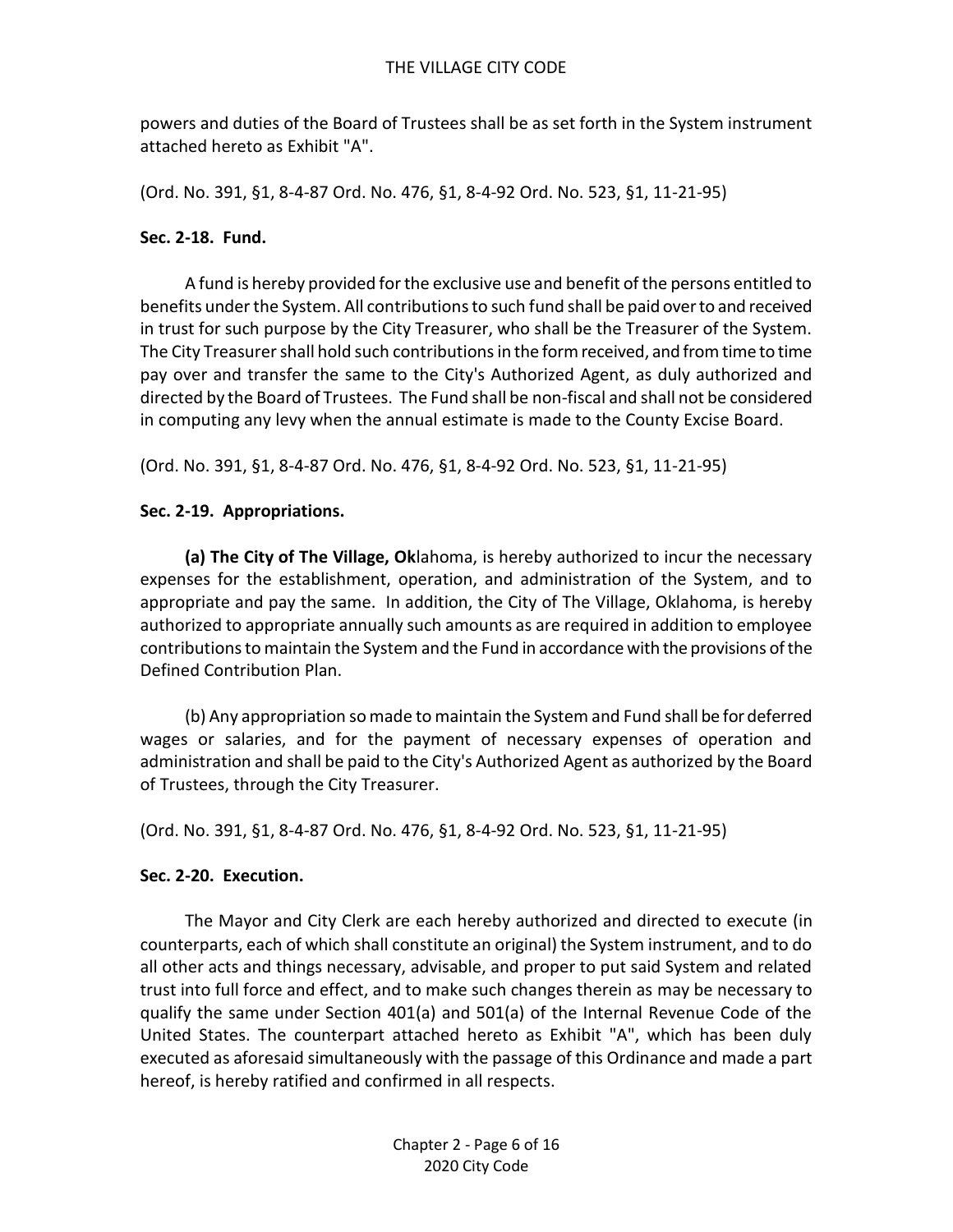powers and duties of the Board of Trustees shall be as set forth in the System instrument attached hereto as Exhibit "A".

(Ord. No. 391, §1, 8-4-87 Ord. No. 476, §1, 8-4-92 Ord. No. 523, §1, 11-21-95)

**Sec. 2-18. Fund.**

A fund is hereby provided for the exclusive use and benefit of the persons entitled to benefits under the System. All contributions to such fund shall be paid over to and received in trust for such purpose by the City Treasurer, who shall be the Treasurer of the System. The City Treasurer shall hold such contributions in the form received, and from time to time pay over and transfer the same to the City's Authorized Agent, as duly authorized and directed by the Board of Trustees. The Fund shall be non-fiscal and shall not be considered in computing any levy when the annual estimate is made to the County Excise Board.

(Ord. No. 391, §1, 8-4-87 Ord. No. 476, §1, 8-4-92 Ord. No. 523, §1, 11-21-95)

**Sec. 2-19. Appropriations.**

**(a) The City of The Village, Ok**lahoma, is hereby authorized to incur the necessary expenses for the establishment, operation, and administration of the System, and to appropriate and pay the same. In addition, the City of The Village, Oklahoma, is hereby authorized to appropriate annually such amounts as are required in addition to employee contributions to maintain the System and the Fund in accordance with the provisions of the Defined Contribution Plan.

(b) Any appropriation so made to maintain the System and Fund shall be for deferred wages or salaries, and for the payment of necessary expenses of operation and administration and shall be paid to the City's Authorized Agent as authorized by the Board of Trustees, through the City Treasurer.

(Ord. No. 391, §1, 8-4-87 Ord. No. 476, §1, 8-4-92 Ord. No. 523, §1, 11-21-95)

**Sec. 2-20. Execution.**

The Mayor and City Clerk are each hereby authorized and directed to execute (in counterparts, each of which shall constitute an original) the System instrument, and to do all other acts and things necessary, advisable, and proper to put said System and related trust into full force and effect, and to make such changes therein as may be necessary to qualify the same under Section 401(a) and 501(a) of the Internal Revenue Code of the United States. The counterpart attached hereto as Exhibit "A", which has been duly executed as aforesaid simultaneously with the passage of this Ordinance and made a part hereof, is hereby ratified and confirmed in all respects.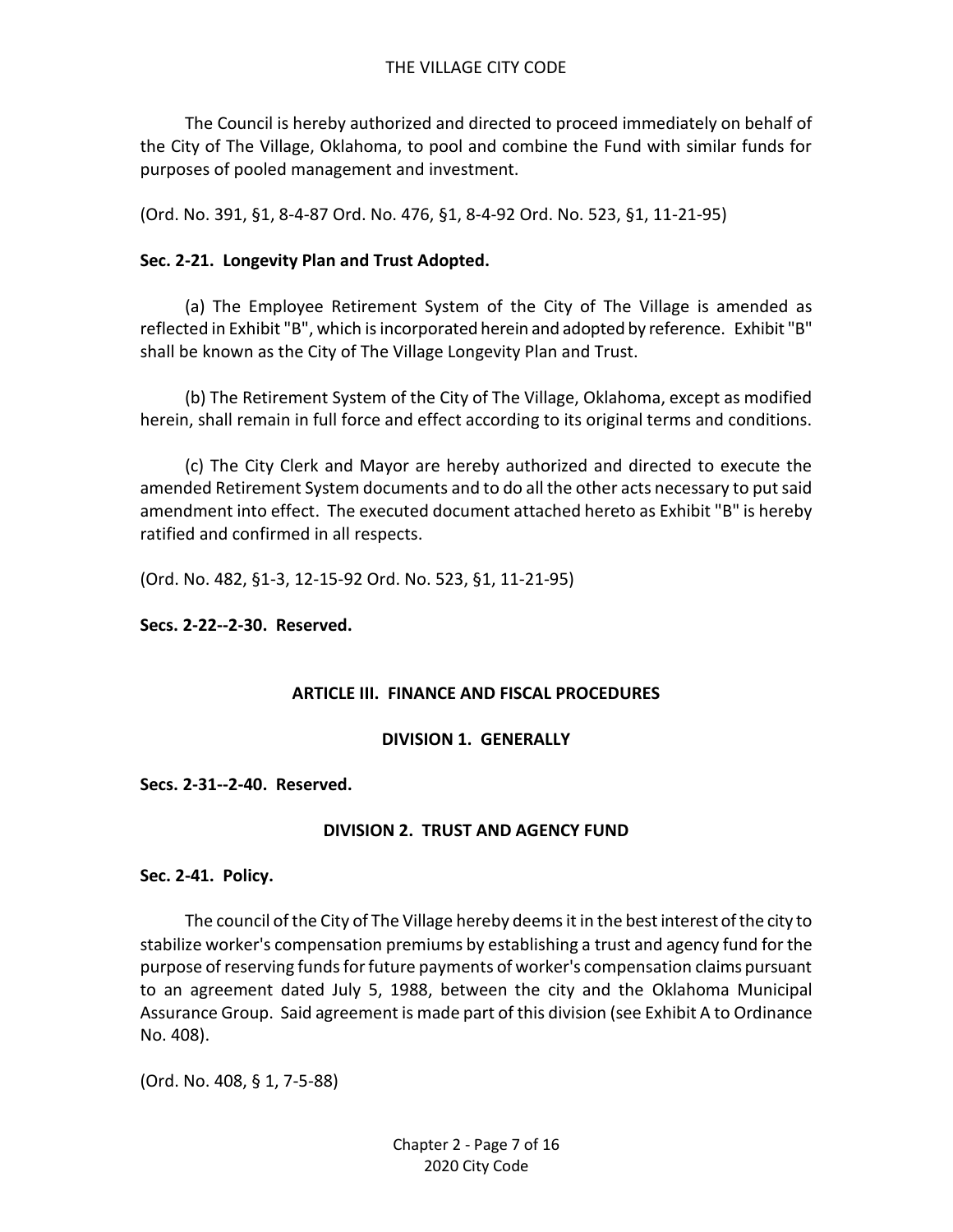The Council is hereby authorized and directed to proceed immediately on behalf of the City of The Village, Oklahoma, to pool and combine the Fund with similar funds for purposes of pooled management and investment.

(Ord. No. 391, §1, 8-4-87 Ord. No. 476, §1, 8-4-92 Ord. No. 523, §1, 11-21-95)

**Sec. 2-21. Longevity Plan and Trust Adopted.**

(a) The Employee Retirement System of the City of The Village is amended as reflected in Exhibit "B", which is incorporated herein and adopted by reference. Exhibit "B" shall be known as the City of The Village Longevity Plan and Trust.

(b) The Retirement System of the City of The Village, Oklahoma, except as modified herein, shall remain in full force and effect according to its original terms and conditions.

(c) The City Clerk and Mayor are hereby authorized and directed to execute the amended Retirement System documents and to do all the other acts necessary to put said amendment into effect. The executed document attached hereto as Exhibit "B" is hereby ratified and confirmed in all respects.

(Ord. No. 482, §1-3, 12-15-92 Ord. No. 523, §1, 11-21-95)

**Secs. 2-22--2-30. Reserved.**

## ARTICLE III. FINANCE AND FISCAL PROCEDURES

### DIVISION 1. GENERALLY

**Secs. 2-31--2-40. Reserved.**

### DIVISION 2. TRUST AND AGENCY FUND

**Sec. 2-41. Policy.**

The council of the City of The Village hereby deems it in the best interest of the city to stabilize worker's compensation premiums by establishing a trust and agency fund for the purpose of reserving funds for future payments of worker's compensation claims pursuant to an agreement dated July 5, 1988, between the city and the Oklahoma Municipal Assurance Group. Said agreement is made part of this division (see Exhibit A to Ordinance No. 408).

(Ord. No. 408, § 1, 7-5-88)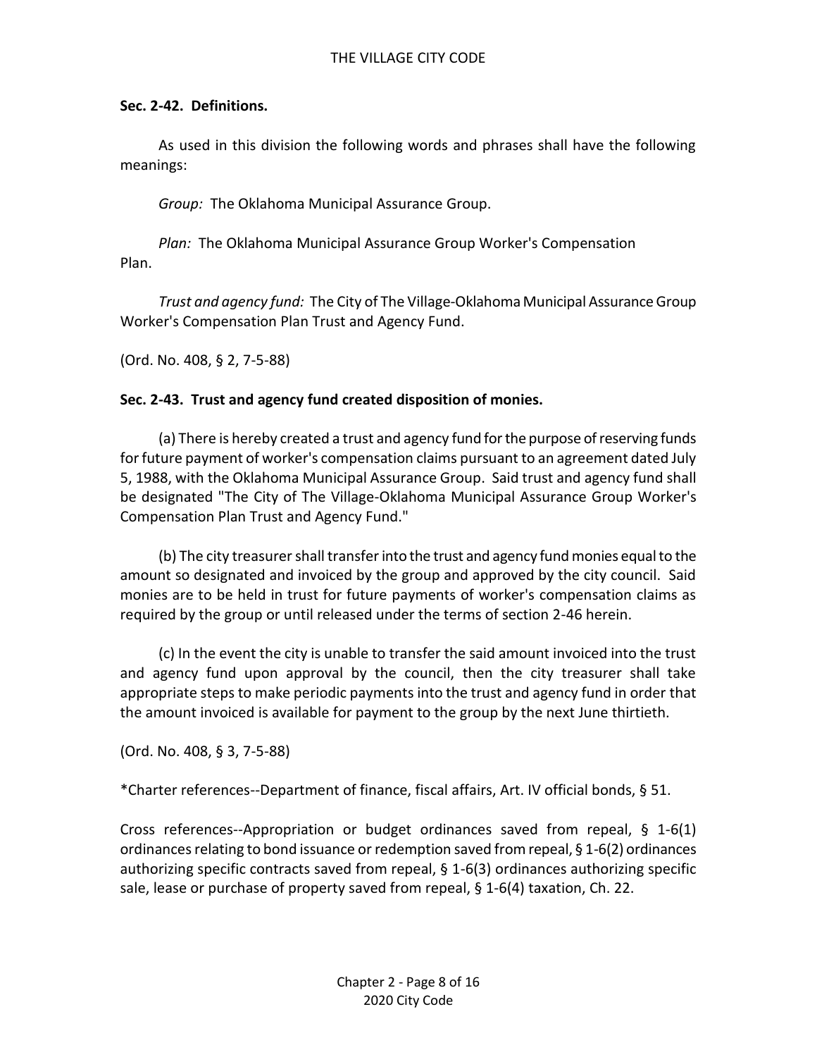**Sec. 2-42. Definitions.**

As used in this division the following words and phrases shall have the following meanings:

*Group:* The Oklahoma Municipal Assurance Group.

*Plan:* The Oklahoma Municipal Assurance Group Worker's Compensation Plan.

*Trust and agency fund:* The City of The Village-Oklahoma Municipal Assurance Group Worker's Compensation Plan Trust and Agency Fund.

(Ord. No. 408, § 2, 7-5-88)

**Sec. 2-43. Trust and agency fund created disposition of monies.**

(a) There is hereby created a trust and agency fund for the purpose of reserving funds for future payment of worker's compensation claims pursuant to an agreement dated July 5, 1988, with the Oklahoma Municipal Assurance Group. Said trust and agency fund shall be designated "The City of The Village-Oklahoma Municipal Assurance Group Worker's Compensation Plan Trust and Agency Fund."

(b) The city treasurer shall transfer into the trust and agency fund monies equal to the amount so designated and invoiced by the group and approved by the city council. Said monies are to be held in trust for future payments of worker's compensation claims as required by the group or until released under the terms of section 2-46 herein.

(c) In the event the city is unable to transfer the said amount invoiced into the trust and agency fund upon approval by the council, then the city treasurer shall take appropriate steps to make periodic payments into the trust and agency fund in order that the amount invoiced is available for payment to the group by the next June thirtieth.

(Ord. No. 408, § 3, 7-5-88)

*Charter references--Department of finance, fiscal affairs, Art. IV official bonds, § 51.

Cross references--Appropriation or budget ordinances saved from repeal, § 1-6(1) ordinances relating to bond issuance or redemption saved from repeal, § 1-6(2) ordinances authorizing specific contracts saved from repeal, § 1-6(3) ordinances authorizing specific sale, lease or purchase of property saved from repeal, § 1-6(4) taxation, Ch. 22.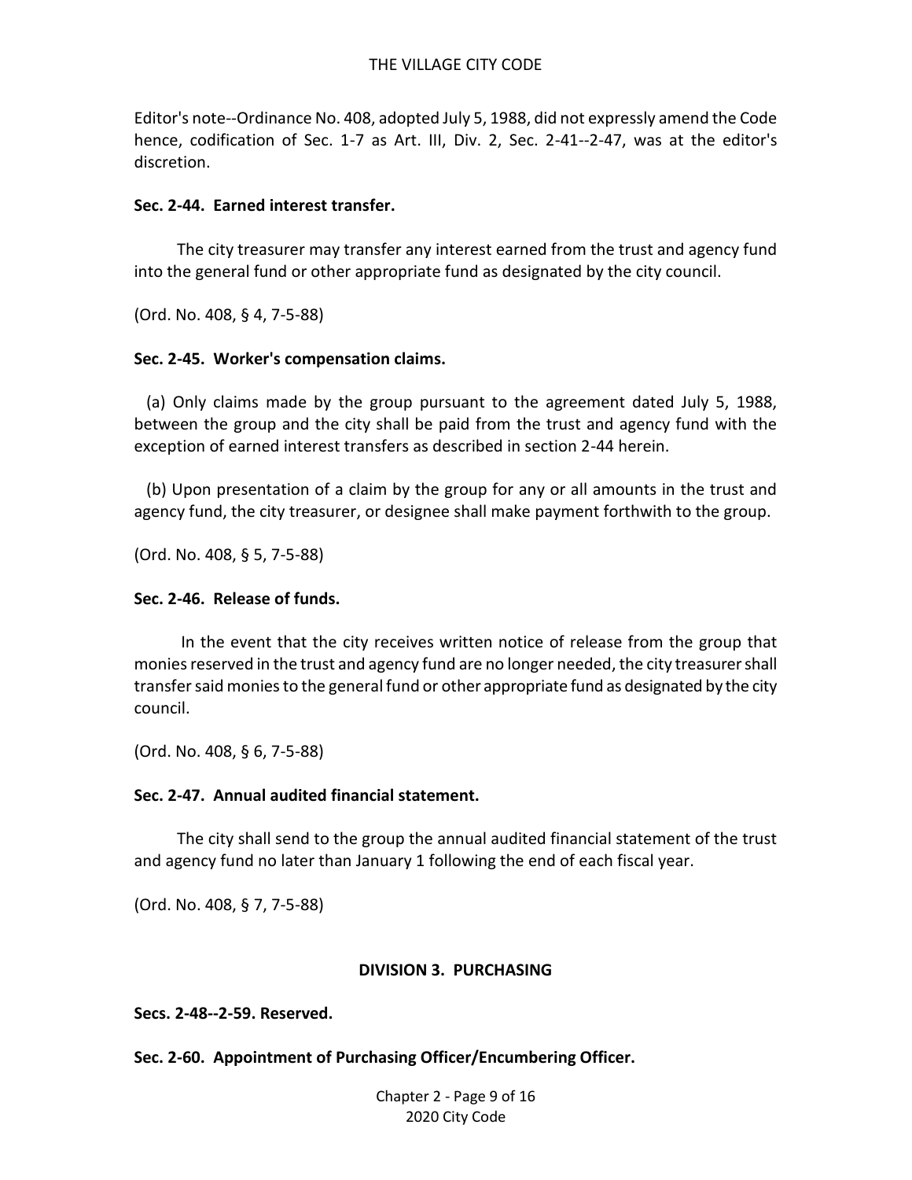Editor's note--Ordinance No. 408, adopted July 5, 1988, did not expressly amend the Code hence, codification of Sec. 1-7 as Art. III, Div. 2, Sec. 2-41--2-47, was at the editor's discretion.

**Sec. 2-44. Earned interest transfer.**

The city treasurer may transfer any interest earned from the trust and agency fund into the general fund or other appropriate fund as designated by the city council.

(Ord. No. 408, § 4, 7-5-88)

**Sec. 2-45. Worker's compensation claims.**

(a) Only claims made by the group pursuant to the agreement dated July 5, 1988, between the group and the city shall be paid from the trust and agency fund with the exception of earned interest transfers as described in section 2-44 herein.

(b) Upon presentation of a claim by the group for any or all amounts in the trust and agency fund, the city treasurer, or designee shall make payment forthwith to the group.

(Ord. No. 408, § 5, 7-5-88)

**Sec. 2-46. Release of funds.**

In the event that the city receives written notice of release from the group that monies reserved in the trust and agency fund are no longer needed, the city treasurer shall transfer said monies to the general fund or other appropriate fund as designated by the city council.

(Ord. No. 408, § 6, 7-5-88)

**Sec. 2-47. Annual audited financial statement.**

The city shall send to the group the annual audited financial statement of the trust and agency fund no later than January 1 following the end of each fiscal year.

(Ord. No. 408, § 7, 7-5-88)

## DIVISION 3. PURCHASING

**Secs. 2-48--2-59. Reserved.**

**Sec. 2-60. Appointment of Purchasing Officer/Encumbering Officer.**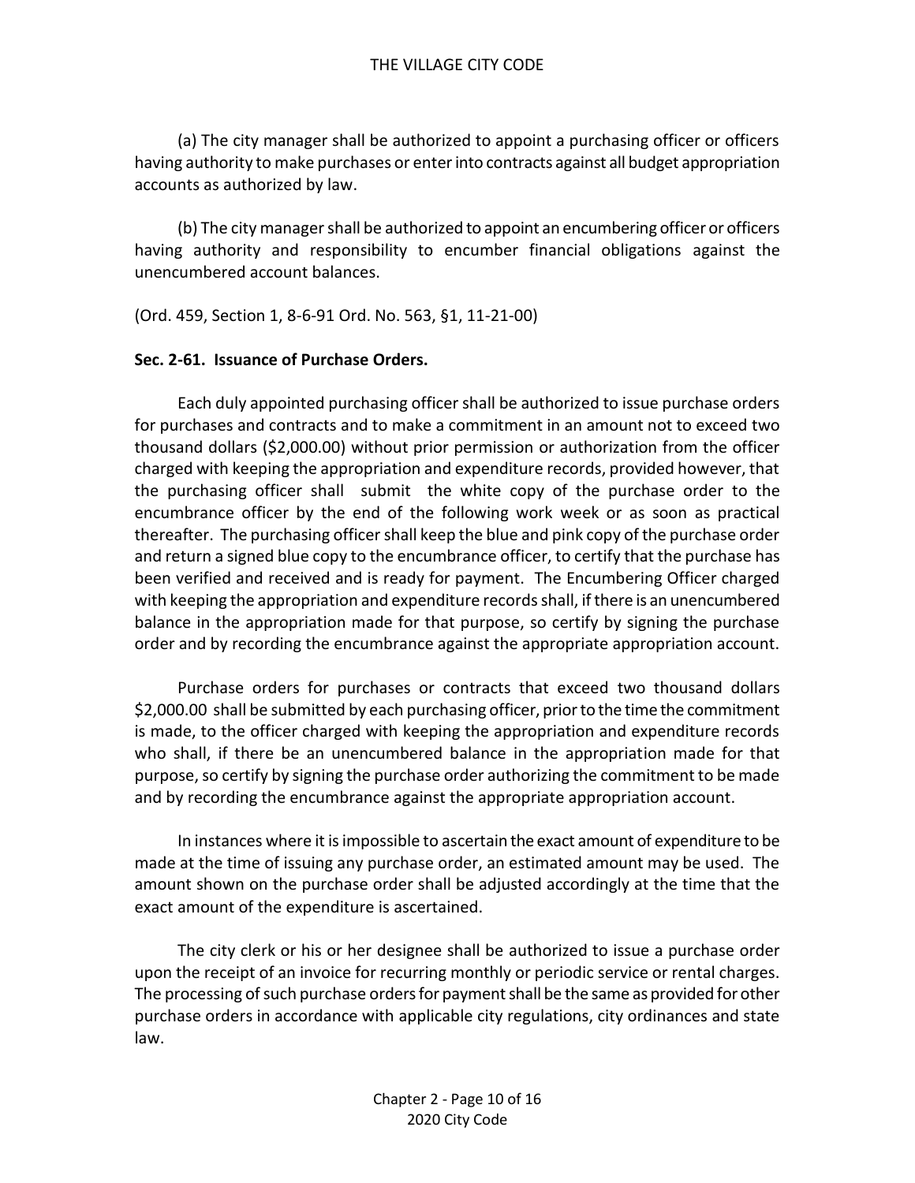(a) The city manager shall be authorized to appoint a purchasing officer or officers having authority to make purchases or enter into contracts against all budget appropriation accounts as authorized by law.

(b) The city manager shall be authorized to appoint an encumbering officer or officers having authority and responsibility to encumber financial obligations against the unencumbered account balances.

(Ord. 459, Section 1, 8-6-91 Ord. No. 563, §1, 11-21-00)

**Sec. 2-61. Issuance of Purchase Orders.**

Each duly appointed purchasing officer shall be authorized to issue purchase orders for purchases and contracts and to make a commitment in an amount not to exceed two thousand dollars ($2,000.00) without prior permission or authorization from the officer charged with keeping the appropriation and expenditure records, provided however, that the purchasing officer shall submit the white copy of the purchase order to the encumbrance officer by the end of the following work week or as soon as practical thereafter. The purchasing officer shall keep the blue and pink copy of the purchase order and return a signed blue copy to the encumbrance officer, to certify that the purchase has been verified and received and is ready for payment. The Encumbering Officer charged with keeping the appropriation and expenditure records shall, if there is an unencumbered balance in the appropriation made for that purpose, so certify by signing the purchase order and by recording the encumbrance against the appropriate appropriation account.

Purchase orders for purchases or contracts that exceed two thousand dollars $2,000.00 shall be submitted by each purchasing officer, prior to the time the commitment is made, to the officer charged with keeping the appropriation and expenditure records who shall, if there be an unencumbered balance in the appropriation made for that purpose, so certify by signing the purchase order authorizing the commitment to be made and by recording the encumbrance against the appropriate appropriation account.

In instances where it is impossible to ascertain the exact amount of expenditure to be made at the time of issuing any purchase order, an estimated amount may be used. The amount shown on the purchase order shall be adjusted accordingly at the time that the exact amount of the expenditure is ascertained.

The city clerk or his or her designee shall be authorized to issue a purchase order upon the receipt of an invoice for recurring monthly or periodic service or rental charges. The processing of such purchase orders for payment shall be the same as provided for other purchase orders in accordance with applicable city regulations, city ordinances and state law.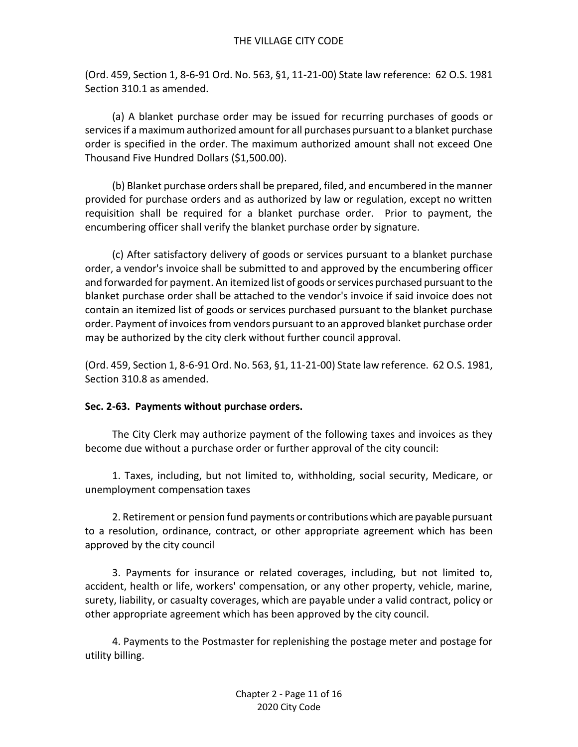(Ord. 459, Section 1, 8-6-91 Ord. No. 563, §1, 11-21-00) State law reference: 62 O.S. 1981 Section 310.1 as amended.

(a) A blanket purchase order may be issued for recurring purchases of goods or services if a maximum authorized amount for all purchases pursuant to a blanket purchase order is specified in the order. The maximum authorized amount shall not exceed One Thousand Five Hundred Dollars ($1,500.00).

(b) Blanket purchase orders shall be prepared, filed, and encumbered in the manner provided for purchase orders and as authorized by law or regulation, except no written requisition shall be required for a blanket purchase order. Prior to payment, the encumbering officer shall verify the blanket purchase order by signature.

(c) After satisfactory delivery of goods or services pursuant to a blanket purchase order, a vendor's invoice shall be submitted to and approved by the encumbering officer and forwarded for payment. An itemized list of goods or services purchased pursuant to the blanket purchase order shall be attached to the vendor's invoice if said invoice does not contain an itemized list of goods or services purchased pursuant to the blanket purchase order. Payment of invoices from vendors pursuant to an approved blanket purchase order may be authorized by the city clerk without further council approval.

(Ord. 459, Section 1, 8-6-91 Ord. No. 563, §1, 11-21-00) State law reference. 62 O.S. 1981, Section 310.8 as amended.

**Sec. 2-63. Payments without purchase orders.**

The City Clerk may authorize payment of the following taxes and invoices as they become due without a purchase order or further approval of the city council:

1. Taxes, including, but not limited to, withholding, social security, Medicare, or unemployment compensation taxes

2. Retirement or pension fund payments or contributions which are payable pursuant to a resolution, ordinance, contract, or other appropriate agreement which has been approved by the city council

3. Payments for insurance or related coverages, including, but not limited to, accident, health or life, workers' compensation, or any other property, vehicle, marine, surety, liability, or casualty coverages, which are payable under a valid contract, policy or other appropriate agreement which has been approved by the city council.

4. Payments to the Postmaster for replenishing the postage meter and postage for utility billing.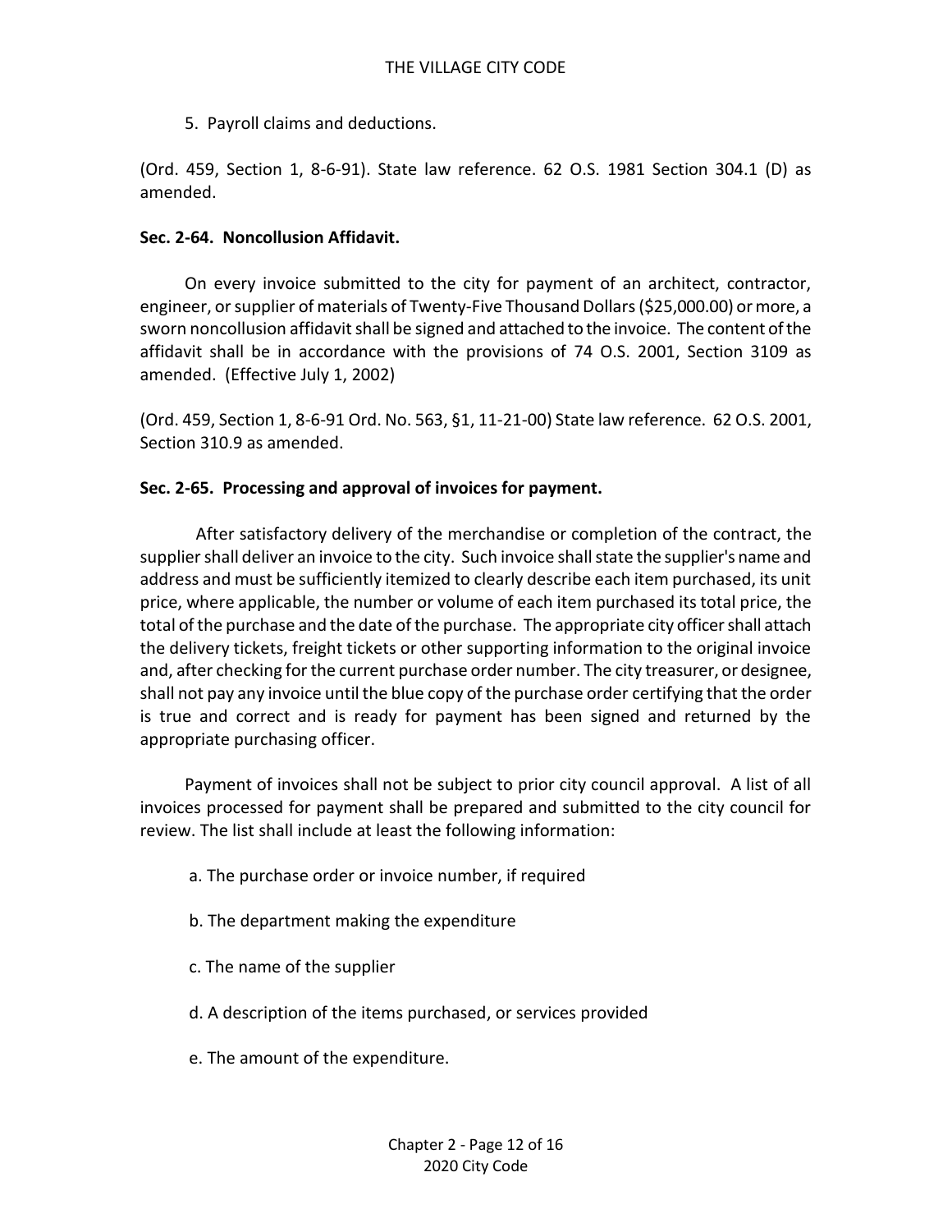5. Payroll claims and deductions.

(Ord. 459, Section 1, 8-6-91). State law reference. 62 O.S. 1981 Section 304.1 (D) as amended.

**Sec. 2-64. Noncollusion Affidavit.**

On every invoice submitted to the city for payment of an architect, contractor, engineer, or supplier of materials of Twenty-Five Thousand Dollars ($25,000.00) or more, a sworn noncollusion affidavit shall be signed and attached to the invoice. The content of the affidavit shall be in accordance with the provisions of 74 O.S. 2001, Section 3109 as amended. (Effective July 1, 2002)

(Ord. 459, Section 1, 8-6-91 Ord. No. 563, §1, 11-21-00) State law reference. 62 O.S. 2001, Section 310.9 as amended.

**Sec. 2-65. Processing and approval of invoices for payment.**

After satisfactory delivery of the merchandise or completion of the contract, the supplier shall deliver an invoice to the city. Such invoice shall state the supplier's name and address and must be sufficiently itemized to clearly describe each item purchased, its unit price, where applicable, the number or volume of each item purchased its total price, the total of the purchase and the date of the purchase. The appropriate city officer shall attach the delivery tickets, freight tickets or other supporting information to the original invoice and, after checking for the current purchase order number. The city treasurer, or designee, shall not pay any invoice until the blue copy of the purchase order certifying that the order is true and correct and is ready for payment has been signed and returned by the appropriate purchasing officer.

Payment of invoices shall not be subject to prior city council approval. A list of all invoices processed for payment shall be prepared and submitted to the city council for review. The list shall include at least the following information:

a. The purchase order or invoice number, if required

b. The department making the expenditure

c. The name of the supplier

d. A description of the items purchased, or services provided

e. The amount of the expenditure.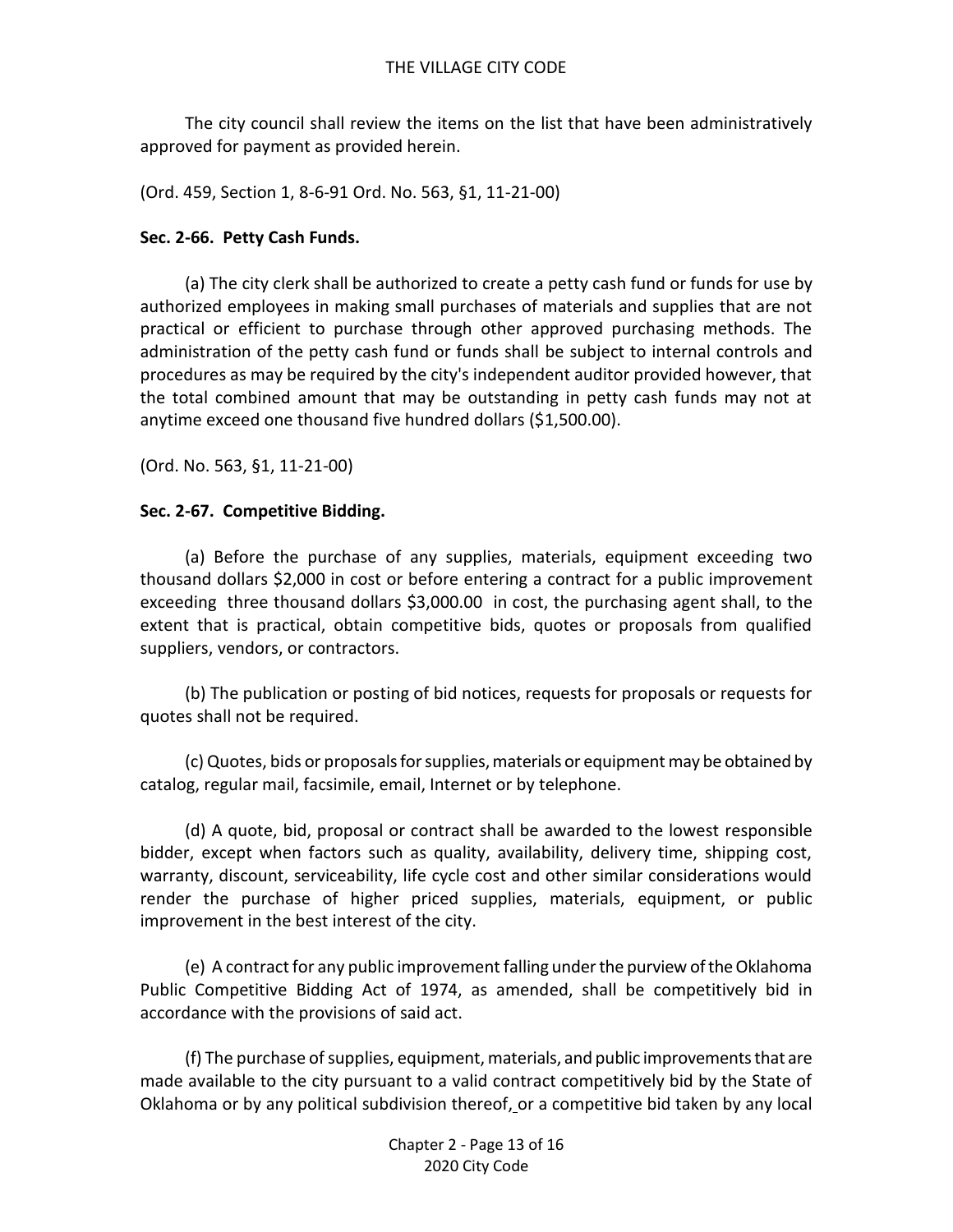The city council shall review the items on the list that have been administratively approved for payment as provided herein.

(Ord. 459, Section 1, 8-6-91 Ord. No. 563, §1, 11-21-00)

**Sec. 2-66. Petty Cash Funds.**

(a) The city clerk shall be authorized to create a petty cash fund or funds for use by authorized employees in making small purchases of materials and supplies that are not practical or efficient to purchase through other approved purchasing methods. The administration of the petty cash fund or funds shall be subject to internal controls and procedures as may be required by the city's independent auditor provided however, that the total combined amount that may be outstanding in petty cash funds may not at anytime exceed one thousand five hundred dollars ($1,500.00).

(Ord. No. 563, §1, 11-21-00)

**Sec. 2-67. Competitive Bidding.**

(a) Before the purchase of any supplies, materials, equipment exceeding two thousand dollars $2,000 in cost or before entering a contract for a public improvement exceeding three thousand dollars $3,000.00 in cost, the purchasing agent shall, to the extent that is practical, obtain competitive bids, quotes or proposals from qualified suppliers, vendors, or contractors.

(b) The publication or posting of bid notices, requests for proposals or requests for quotes shall not be required.

(c) Quotes, bids or proposals for supplies, materials or equipment may be obtained by catalog, regular mail, facsimile, email, Internet or by telephone.

(d) A quote, bid, proposal or contract shall be awarded to the lowest responsible bidder, except when factors such as quality, availability, delivery time, shipping cost, warranty, discount, serviceability, life cycle cost and other similar considerations would render the purchase of higher priced supplies, materials, equipment, or public improvement in the best interest of the city.

(e) A contract for any public improvement falling under the purview of the Oklahoma Public Competitive Bidding Act of 1974, as amended, shall be competitively bid in accordance with the provisions of said act.

(f) The purchase of supplies, equipment, materials, and public improvements that are made available to the city pursuant to a valid contract competitively bid by the State of Oklahoma or by any political subdivision thereof, or a competitive bid taken by any local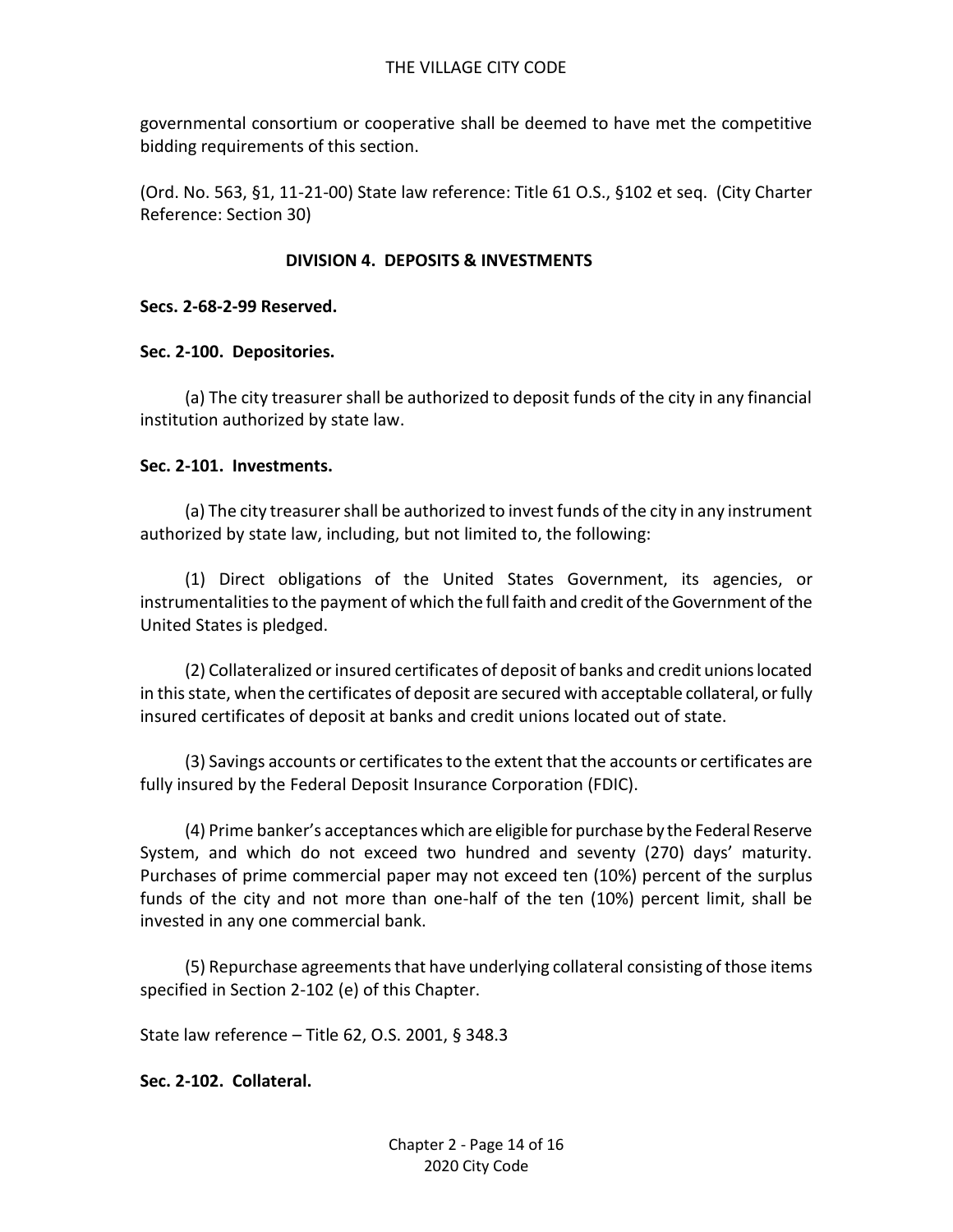governmental consortium or cooperative shall be deemed to have met the competitive bidding requirements of this section.

(Ord. No. 563, §1, 11-21-00) State law reference: Title 61 O.S., §102 et seq. (City Charter Reference: Section 30)

## DIVISION 4. DEPOSITS & INVESTMENTS

**Secs. 2-68-2-99 Reserved.**

**Sec. 2-100. Depositories.**

(a) The city treasurer shall be authorized to deposit funds of the city in any financial institution authorized by state law.

**Sec. 2-101. Investments.**

(a) The city treasurer shall be authorized to invest funds of the city in any instrument authorized by state law, including, but not limited to, the following:

(1) Direct obligations of the United States Government, its agencies, or instrumentalities to the payment of which the full faith and credit of the Government of the United States is pledged.

(2) Collateralized or insured certificates of deposit of banks and credit unions located in this state, when the certificates of deposit are secured with acceptable collateral, or fully insured certificates of deposit at banks and credit unions located out of state.

(3) Savings accounts or certificates to the extent that the accounts or certificates are fully insured by the Federal Deposit Insurance Corporation (FDIC).

(4) Prime banker's acceptances which are eligible for purchase by the Federal Reserve System, and which do not exceed two hundred and seventy (270) days' maturity. Purchases of prime commercial paper may not exceed ten (10%) percent of the surplus funds of the city and not more than one-half of the ten (10%) percent limit, shall be invested in any one commercial bank.

(5) Repurchase agreements that have underlying collateral consisting of those items specified in Section 2-102 (e) of this Chapter.

State law reference – Title 62, O.S. 2001, § 348.3

**Sec. 2-102. Collateral.**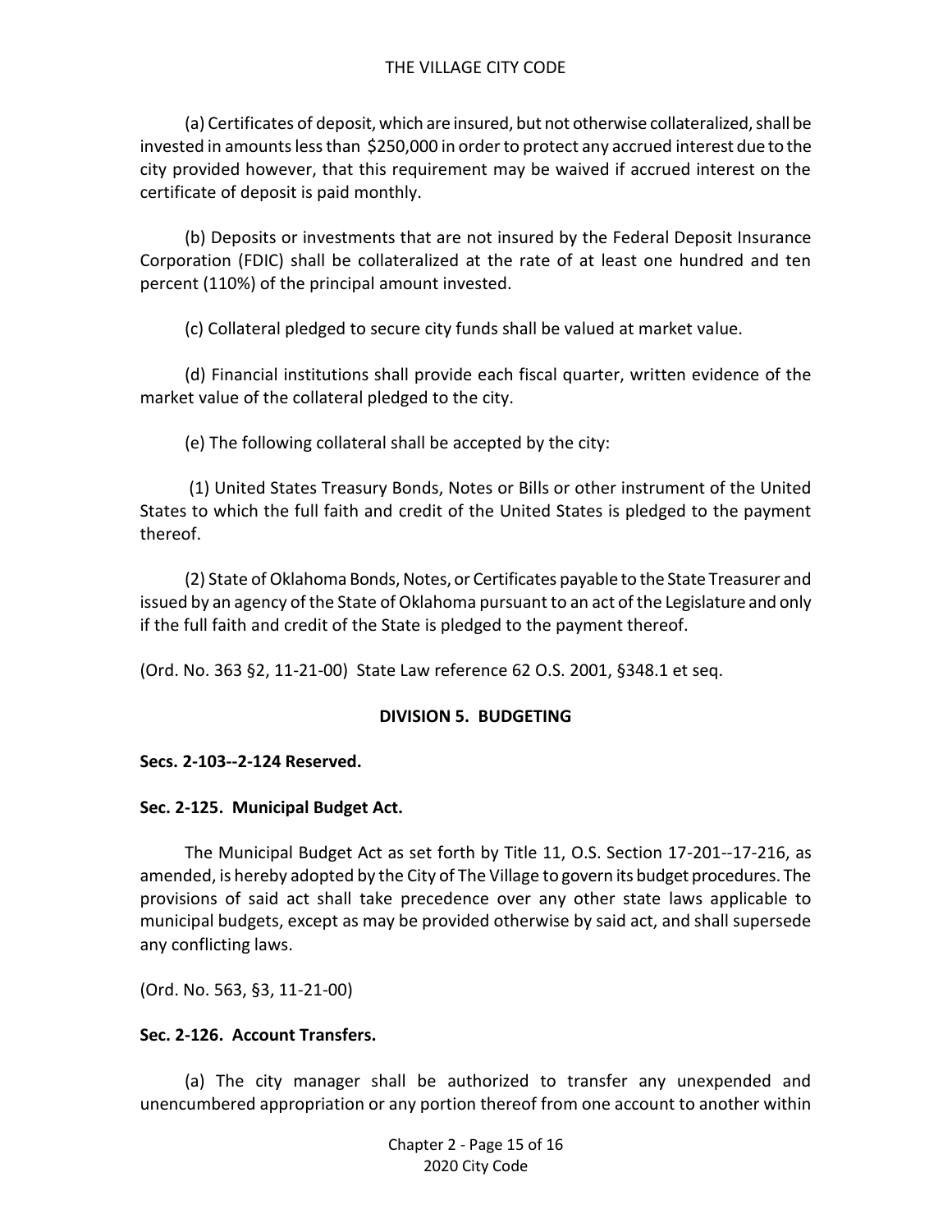(a) Certificates of deposit, which are insured, but not otherwise collateralized, shall be invested in amounts less than $250,000 in order to protect any accrued interest due to the city provided however, that this requirement may be waived if accrued interest on the certificate of deposit is paid monthly.

(b) Deposits or investments that are not insured by the Federal Deposit Insurance Corporation (FDIC) shall be collateralized at the rate of at least one hundred and ten percent (110%) of the principal amount invested.

(c) Collateral pledged to secure city funds shall be valued at market value.

(d) Financial institutions shall provide each fiscal quarter, written evidence of the market value of the collateral pledged to the city.

(e) The following collateral shall be accepted by the city:

(1) United States Treasury Bonds, Notes or Bills or other instrument of the United States to which the full faith and credit of the United States is pledged to the payment thereof.

(2) State of Oklahoma Bonds, Notes, or Certificates payable to the State Treasurer and issued by an agency of the State of Oklahoma pursuant to an act of the Legislature and only if the full faith and credit of the State is pledged to the payment thereof.

(Ord. No. 363 §2, 11-21-00) State Law reference 62 O.S. 2001, §348.1 et seq.

## DIVISION 5. BUDGETING

**Secs. 2-103--2-124 Reserved.**

**Sec. 2-125. Municipal Budget Act.**

The Municipal Budget Act as set forth by Title 11, O.S. Section 17-201--17-216, as amended, is hereby adopted by the City of The Village to govern its budget procedures. The provisions of said act shall take precedence over any other state laws applicable to municipal budgets, except as may be provided otherwise by said act, and shall supersede any conflicting laws.

(Ord. No. 563, §3, 11-21-00)

**Sec. 2-126. Account Transfers.**

(a) The city manager shall be authorized to transfer any unexpended and unencumbered appropriation or any portion thereof from one account to another within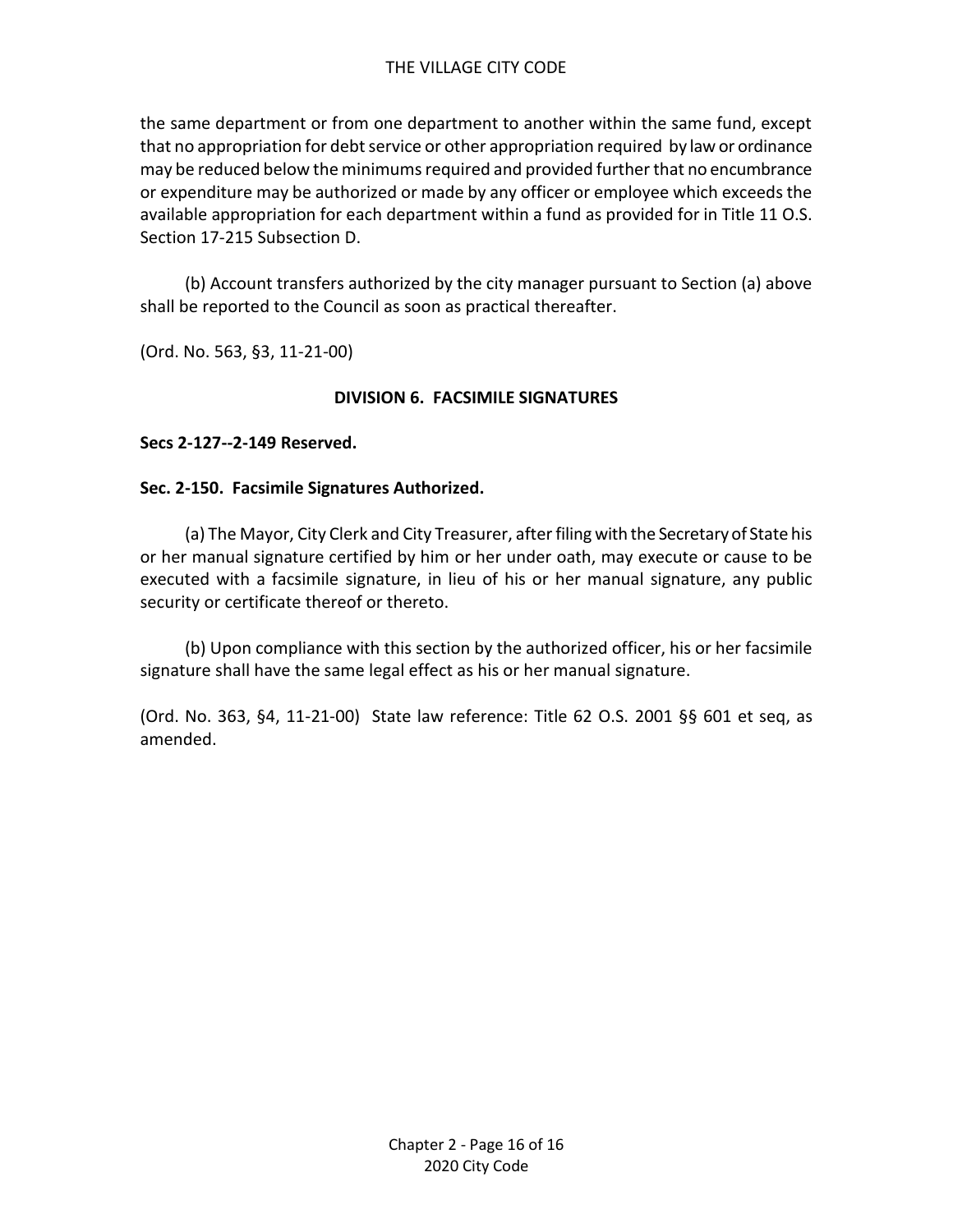the same department or from one department to another within the same fund, except that no appropriation for debt service or other appropriation required by law or ordinance may be reduced below the minimums required and provided further that no encumbrance or expenditure may be authorized or made by any officer or employee which exceeds the available appropriation for each department within a fund as provided for in Title 11 O.S. Section 17-215 Subsection D.

(b) Account transfers authorized by the city manager pursuant to Section (a) above shall be reported to the Council as soon as practical thereafter.

(Ord. No. 563, §3, 11-21-00)

## DIVISION 6. FACSIMILE SIGNATURES

**Secs 2-127--2-149 Reserved.**

**Sec. 2-150. Facsimile Signatures Authorized.**

(a) The Mayor, City Clerk and City Treasurer, after filing with the Secretary of State his or her manual signature certified by him or her under oath, may execute or cause to be executed with a facsimile signature, in lieu of his or her manual signature, any public security or certificate thereof or thereto.

(b) Upon compliance with this section by the authorized officer, his or her facsimile signature shall have the same legal effect as his or her manual signature.

(Ord. No. 363, §4, 11-21-00) State law reference: Title 62 O.S. 2001 §§ 601 et seq, as amended.